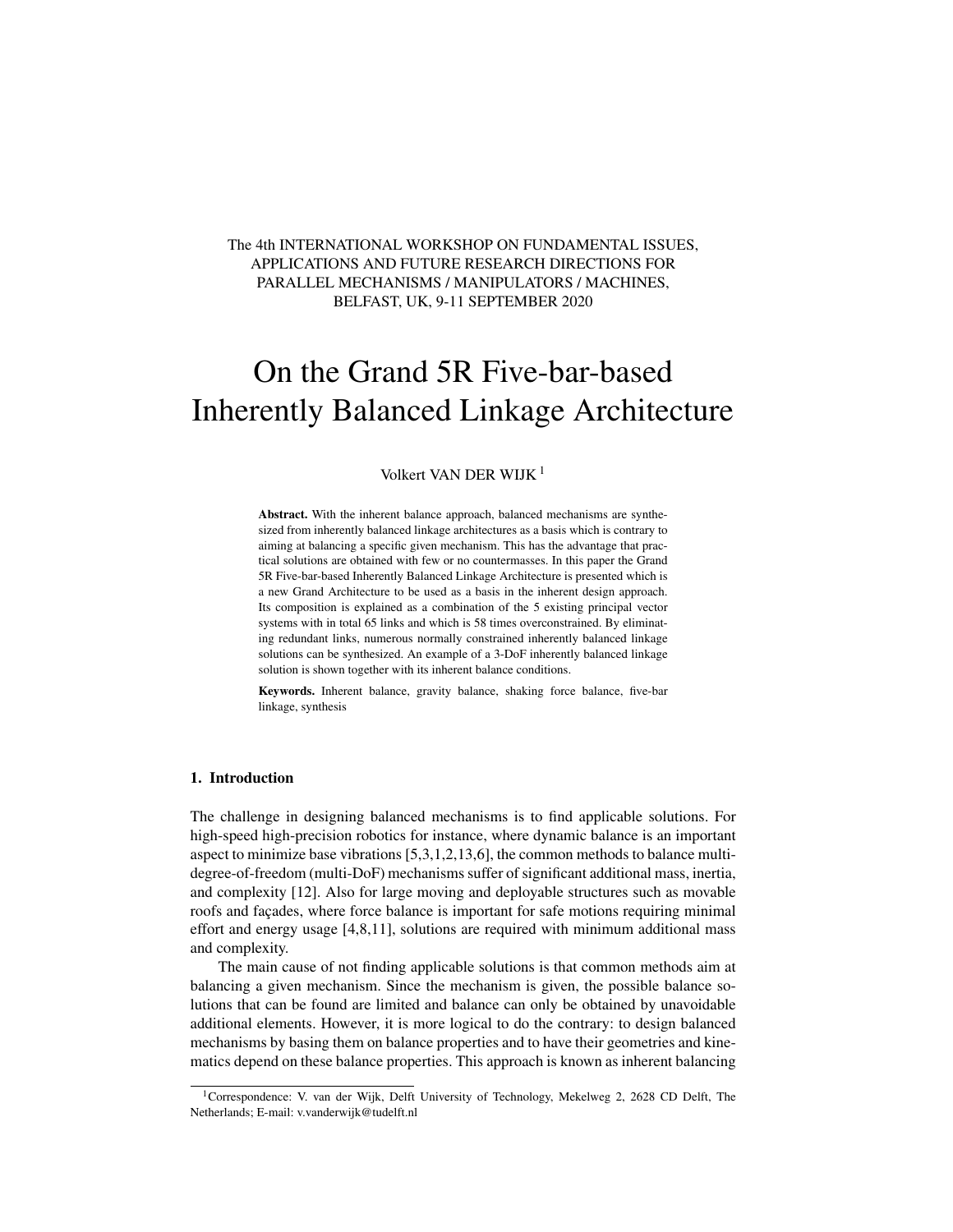The 4th INTERNATIONAL WORKSHOP ON FUNDAMENTAL ISSUES, APPLICATIONS AND FUTURE RESEARCH DIRECTIONS FOR PARALLEL MECHANISMS / MANIPULATORS / MACHINES, BELFAST, UK, 9-11 SEPTEMBER 2020

# On the Grand 5R Five-bar-based Inherently Balanced Linkage Architecture

Volkert VAN DER WIJK [1]

**Abstract.** With the inherent balance approach, balanced mechanisms are synthesized from inherently balanced linkage architectures as a basis which is contrary to aiming at balancing a specific given mechanism. This has the advantage that practical solutions are obtained with few or no countermasses. In this paper the Grand 5R Five-bar-based Inherently Balanced Linkage Architecture is presented which is a new Grand Architecture to be used as a basis in the inherent design approach. Its composition is explained as a combination of the 5 existing principal vector systems with in total 65 links and which is 58 times overconstrained. By eliminating redundant links, numerous normally constrained inherently balanced linkage solutions can be synthesized. An example of a 3-DoF inherently balanced linkage solution is shown together with its inherent balance conditions.

**Keywords.** Inherent balance, gravity balance, shaking force balance, five-bar linkage, synthesis

## 1. Introduction

The challenge in designing balanced mechanisms is to find applicable solutions. For high-speed high-precision robotics for instance, where dynamic balance is an important aspect to minimize base vibrations [5,3,1,2,13,6], the common methods to balance multi-degree-of-freedom (multi-DoF) mechanisms suffer of significant additional mass, inertia, and complexity [12]. Also for large moving and deployable structures such as movable roofs and façades, where force balance is important for safe motions requiring minimal effort and energy usage [4,8,11], solutions are required with minimum additional mass and complexity.

The main cause of not finding applicable solutions is that common methods aim at balancing a given mechanism. Since the mechanism is given, the possible balance solutions that can be found are limited and balance can only be obtained by unavoidable additional elements. However, it is more logical to do the contrary: to design balanced mechanisms by basing them on balance properties and to have their geometries and kinematics depend on these balance properties. This approach is known as inherent balancing

[1] Correspondence: V. van der Wijk, Delft University of Technology, Mekelweg 2, 2628 CD Delft, The Netherlands; E-mail: v.vanderwijk@tudelft.nl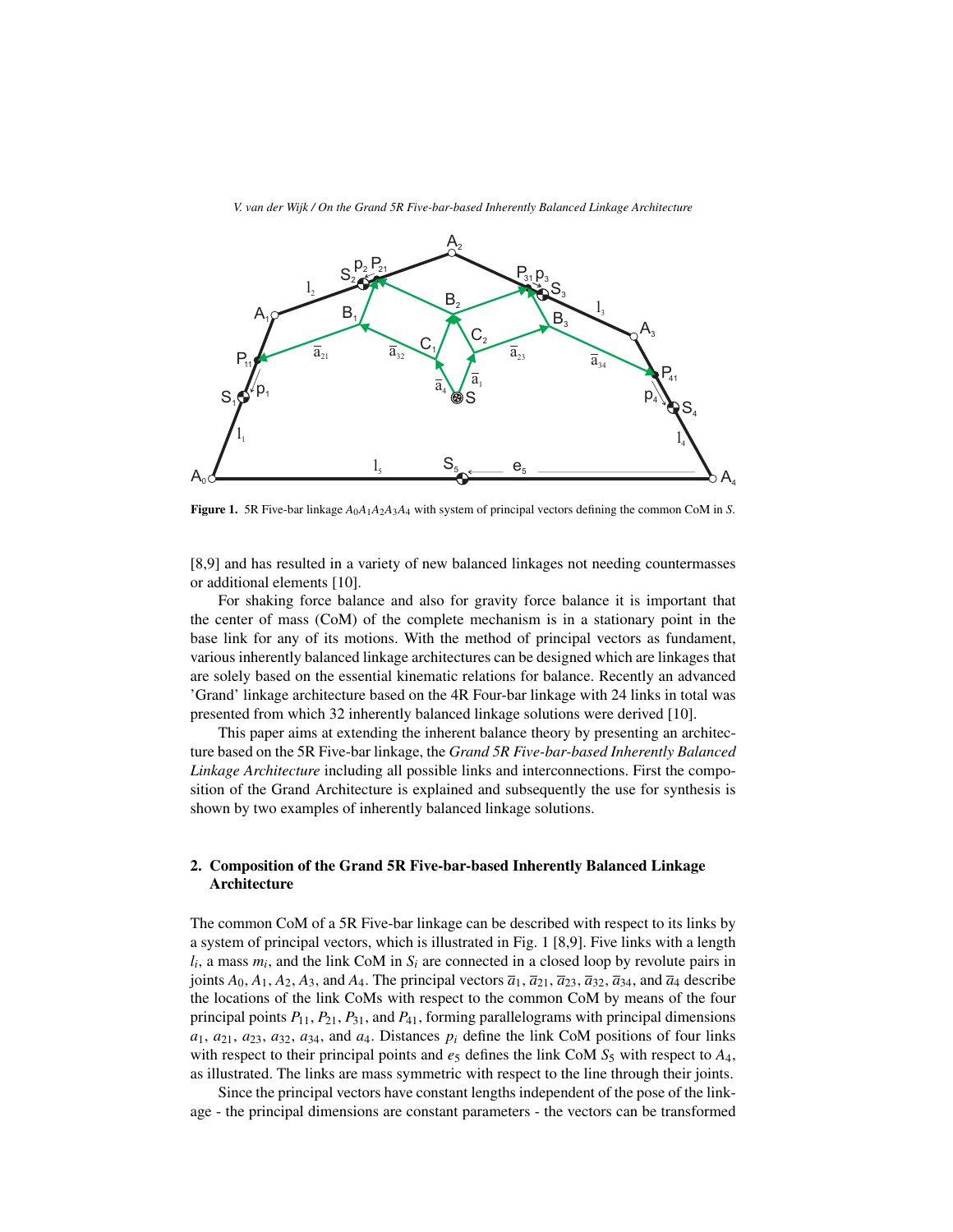Figure 1. 5R Five-bar linkage $A_0A_1A_2A_3A_4$ with system of principal vectors defining the common CoM in $S$.

[8,9] and has resulted in a variety of new balanced linkages not needing countermasses or additional elements [10].

For shaking force balance and also for gravity force balance it is important that the center of mass (CoM) of the complete mechanism is in a stationary point in the base link for any of its motions. With the method of principal vectors as fundament, various inherently balanced linkage architectures can be designed which are linkages that are solely based on the essential kinematic relations for balance. Recently an advanced 'Grand' linkage architecture based on the 4R Four-bar linkage with 24 links in total was presented from which 32 inherently balanced linkage solutions were derived [10].

This paper aims at extending the inherent balance theory by presenting an architecture based on the 5R Five-bar linkage, the *Grand 5R Five-bar-based Inherently Balanced Linkage Architecture* including all possible links and interconnections. First the composition of the Grand Architecture is explained and subsequently the use for synthesis is shown by two examples of inherently balanced linkage solutions.

## 2. Composition of the Grand 5R Five-bar-based Inherently Balanced Linkage Architecture

The common CoM of a 5R Five-bar linkage can be described with respect to its links by a system of principal vectors, which is illustrated in Fig. 1 [8,9]. Five links with a length $l_i$, a mass $m_i$, and the link CoM in $S_i$ are connected in a closed loop by revolute pairs in joints $A_0$, $A_1$, $A_2$, $A_3$, and $A_4$. The principal vectors $\overline{a}_1$, $\overline{a}_{21}$, $\overline{a}_{23}$, $\overline{a}_{32}$, $\overline{a}_{34}$, and $\overline{a}_4$ describe the locations of the link CoMs with respect to the common CoM by means of the four principal points $P_{11}$, $P_{21}$, $P_{31}$, and $P_{41}$, forming parallelograms with principal dimensions $a_1$, $a_{21}$, $a_{23}$, $a_{32}$, $a_{34}$, and $a_4$. Distances $p_i$ define the link CoM positions of four links with respect to their principal points and $e_5$ defines the link CoM $S_5$ with respect to $A_4$, as illustrated. The links are mass symmetric with respect to the line through their joints.

Since the principal vectors have constant lengths independent of the pose of the linkage - the principal dimensions are constant parameters - the vectors can be transformed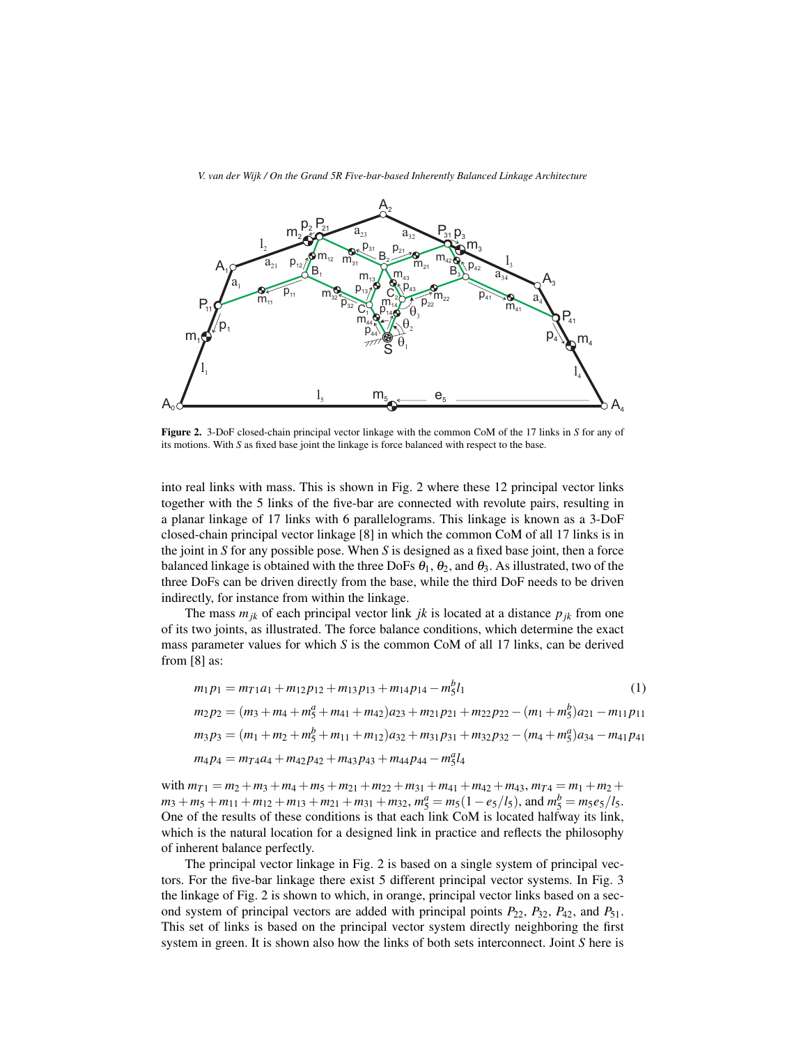Figure 2. 3-DoF closed-chain principal vector linkage with the common CoM of the 17 links in $S$ for any of its motions. With $S$ as fixed base joint the linkage is force balanced with respect to the base.

into real links with mass. This is shown in Fig. 2 where these 12 principal vector links together with the 5 links of the five-bar are connected with revolute pairs, resulting in a planar linkage of 17 links with 6 parallelograms. This linkage is known as a 3-DoF closed-chain principal vector linkage [8] in which the common CoM of all 17 links is in the joint in $S$ for any possible pose. When $S$ is designed as a fixed base joint, then a force balanced linkage is obtained with the three DoFs $\theta_1$, $\theta_2$, and $\theta_3$. As illustrated, two of the three DoFs can be driven directly from the base, while the third DoF needs to be driven indirectly, for instance from within the linkage.

The mass $m_{jk}$ of each principal vector link $jk$ is located at a distance $p_{jk}$ from one of its two joints, as illustrated. The force balance conditions, which determine the exact mass parameter values for which $S$ is the common CoM of all 17 links, can be derived from [8] as:

$$
\begin{aligned}
m_1 p_1 &= m_{T1} a_1 + m_{12} p_{12} + m_{13} p_{13} + m_{14} p_{14} - m_5^b l_1 \qquad (1)\\
m_2 p_2 &= (m_3 + m_4 + m_5^a + m_{41} + m_{42}) a_{23} + m_{21} p_{21} + m_{22} p_{22} - (m_1 + m_5^b) a_{21} - m_{11} p_{11}\\
m_3 p_3 &= (m_1 + m_2 + m_5^b + m_{11} + m_{12}) a_{32} + m_{31} p_{31} + m_{32} p_{32} - (m_4 + m_5^a) a_{34} - m_{41} p_{41}\\
m_4 p_4 &= m_{T4} a_4 + m_{42} p_{42} + m_{43} p_{43} + m_{44} p_{44} - m_5^a l_4
\end{aligned}
$$

with $m_{T1} = m_2 + m_3 + m_4 + m_5 + m_{21} + m_{22} + m_{31} + m_{41} + m_{42} + m_{43}$, $m_{T4} = m_1 + m_2 + m_3 + m_5 + m_{11} + m_{12} + m_{13} + m_{21} + m_{31} + m_{32}$, $m_5^a = m_5(1 - e_5/l_5)$, and $m_5^b = m_5 e_5/l_5$. One of the results of these conditions is that each link CoM is located halfway its link, which is the natural location for a designed link in practice and reflects the philosophy of inherent balance perfectly.

The principal vector linkage in Fig. 2 is based on a single system of principal vectors. For the five-bar linkage there exist 5 different principal vector systems. In Fig. 3 the linkage of Fig. 2 is shown to which, in orange, principal vector links based on a second system of principal vectors are added with principal points $P_{22}$, $P_{32}$, $P_{42}$, and $P_{51}$. This set of links is based on the principal vector system directly neighboring the first system in green. It is shown also how the links of both sets interconnect. Joint $S$ here is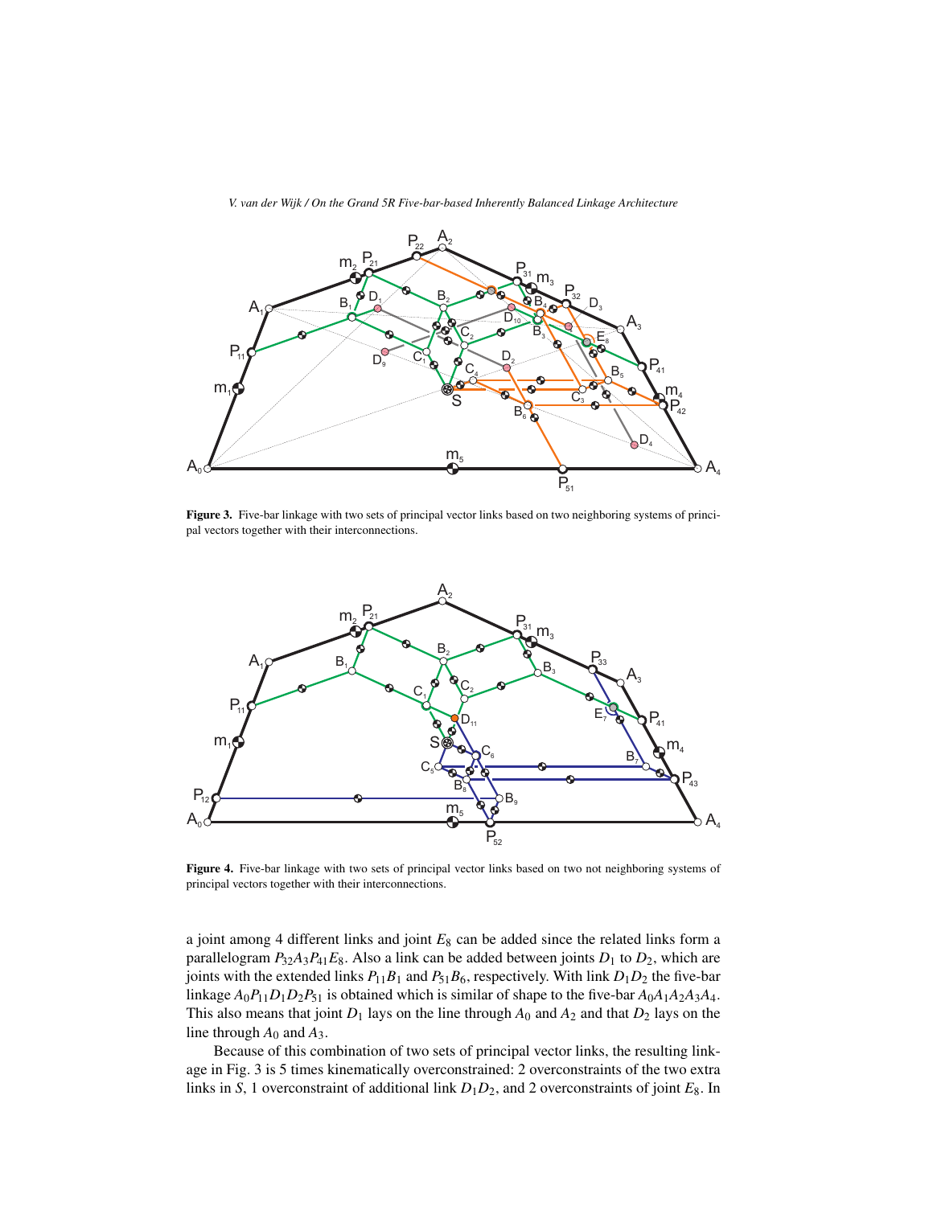**Figure 3.** Five-bar linkage with two sets of principal vector links based on two neighboring systems of principal vectors together with their interconnections.

**Figure 4.** Five-bar linkage with two sets of principal vector links based on two not neighboring systems of principal vectors together with their interconnections.

a joint among 4 different links and joint $E_8$ can be added since the related links form a parallelogram $P_{32}A_3P_{41}E_8$. Also a link can be added between joints $D_1$ to $D_2$, which are joints with the extended links $P_{11}B_1$ and $P_{51}B_6$, respectively. With link $D_1D_2$ the five-bar linkage $A_0P_{11}D_1D_2P_{51}$ is obtained which is similar of shape to the five-bar $A_0A_1A_2A_3A_4$. This also means that joint $D_1$ lays on the line through $A_0$ and $A_2$ and that $D_2$ lays on the line through $A_0$ and $A_3$.

Because of this combination of two sets of principal vector links, the resulting linkage in Fig. 3 is 5 times kinematically overconstrained: 2 overconstraints of the two extra links in $S$, 1 overconstraint of additional link $D_1D_2$, and 2 overconstraints of joint $E_8$. In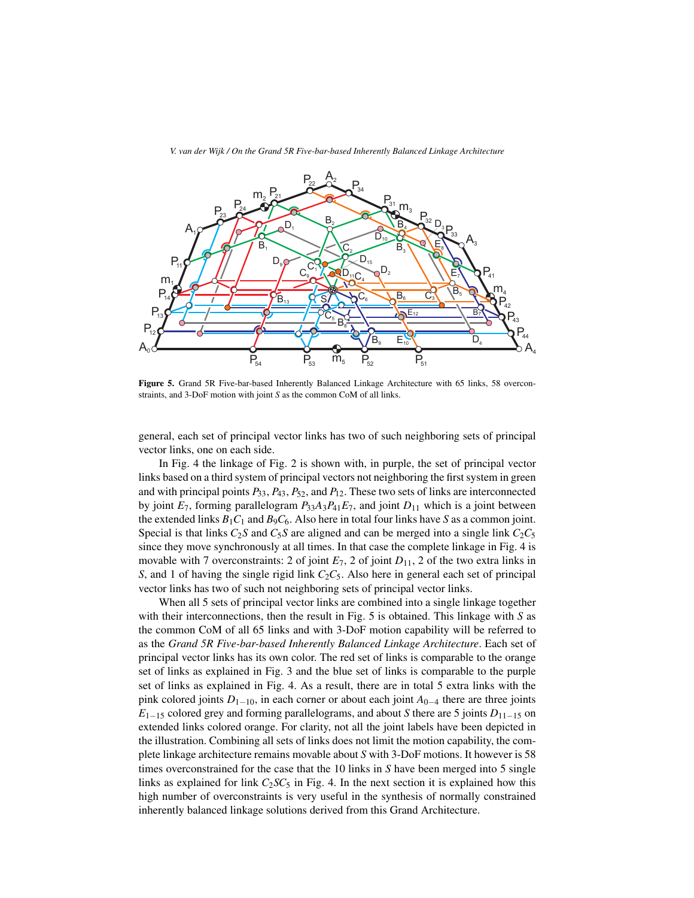**Figure 5.** Grand 5R Five-bar-based Inherently Balanced Linkage Architecture with 65 links, 58 overconstraints, and 3-DoF motion with joint $S$ as the common CoM of all links.

general, each set of principal vector links has two of such neighboring sets of principal vector links, one on each side.

In Fig. 4 the linkage of Fig. 2 is shown with, in purple, the set of principal vector links based on a third system of principal vectors not neighboring the first system in green and with principal points $P_{33}$, $P_{43}$, $P_{52}$, and $P_{12}$. These two sets of links are interconnected by joint $E_7$, forming parallelogram $P_{33}A_3P_{41}E_7$, and joint $D_{11}$ which is a joint between the extended links $B_1C_1$ and $B_9C_6$. Also here in total four links have $S$ as a common joint. Special is that links $C_2S$ and $C_5S$ are aligned and can be merged into a single link $C_2C_5$ since they move synchronously at all times. In that case the complete linkage in Fig. 4 is movable with 7 overconstraints: 2 of joint $E_7$, 2 of joint $D_{11}$, 2 of the two extra links in $S$, and 1 of having the single rigid link $C_2C_5$. Also here in general each set of principal vector links has two of such not neighboring sets of principal vector links.

When all 5 sets of principal vector links are combined into a single linkage together with their interconnections, then the result in Fig. 5 is obtained. This linkage with $S$ as the common CoM of all 65 links and with 3-DoF motion capability will be referred to as the *Grand 5R Five-bar-based Inherently Balanced Linkage Architecture*. Each set of principal vector links has its own color. The red set of links is comparable to the orange set of links as explained in Fig. 3 and the blue set of links is comparable to the purple set of links as explained in Fig. 4. As a result, there are in total 5 extra links with the pink colored joints $D_{1-10}$, in each corner or about each joint $A_{0-4}$ there are three joints $E_{1-15}$ colored grey and forming parallelograms, and about $S$ there are 5 joints $D_{11-15}$ on extended links colored orange. For clarity, not all the joint labels have been depicted in the illustration. Combining all sets of links does not limit the motion capability, the complete linkage architecture remains movable about $S$ with 3-DoF motions. It however is 58 times overconstrained for the case that the 10 links in $S$ have been merged into 5 single links as explained for link $C_2SC_5$ in Fig. 4. In the next section it is explained how this high number of overconstraints is very useful in the synthesis of normally constrained inherently balanced linkage solutions derived from this Grand Architecture.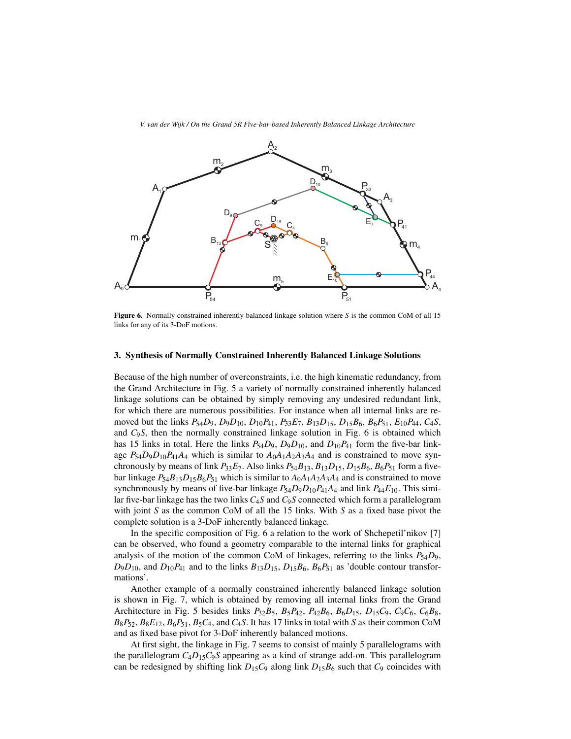**Figure 6.** Normally constrained inherently balanced linkage solution where $S$ is the common CoM of all 15 links for any of its 3-DoF motions.

## 3. Synthesis of Normally Constrained Inherently Balanced Linkage Solutions

Because of the high number of overconstraints, i.e. the high kinematic redundancy, from the Grand Architecture in Fig. 5 a variety of normally constrained inherently balanced linkage solutions can be obtained by simply removing any undesired redundant link, for which there are numerous possibilities. For instance when all internal links are removed but the links $P_{54}D_9$, $D_9D_{10}$, $D_{10}P_{41}$, $P_{33}E_7$, $B_{13}D_{15}$, $D_{15}B_6$, $B_6P_{51}$, $E_{10}P_{44}$, $C_4S$, and $C_9S$, then the normally constrained linkage solution in Fig. 6 is obtained which has 15 links in total. Here the links $P_{54}D_9$, $D_9D_{10}$, and $D_{10}P_{41}$ form the five-bar linkage $P_{54}D_9D_{10}P_{41}A_4$ which is similar to $A_0A_1A_2A_3A_4$ and is constrained to move synchronously by means of link $P_{33}E_7$. Also links $P_{54}B_{13}$, $B_{13}D_{15}$, $D_{15}B_6$, $B_6P_{51}$ form a five-bar linkage $P_{54}B_{13}D_{15}B_6P_{51}$ which is similar to $A_0A_1A_2A_3A_4$ and is constrained to move synchronously by means of five-bar linkage $P_{54}D_9D_{10}P_{41}A_4$ and link $P_{44}E_{10}$. This similar five-bar linkage has the two links $C_4S$ and $C_9S$ connected which form a parallelogram with joint $S$ as the common CoM of all the 15 links. With $S$ as a fixed base pivot the complete solution is a 3-DoF inherently balanced linkage.

In the specific composition of Fig. 6 a relation to the work of Shchepetil'nikov [7] can be observed, who found a geometry comparable to the internal links for graphical analysis of the motion of the common CoM of linkages, referring to the links $P_{54}D_9$, $D_9D_{10}$, and $D_{10}P_{41}$ and to the links $B_{13}D_{15}$, $D_{15}B_6$, $B_6P_{51}$ as 'double contour transformations'.

Another example of a normally constrained inherently balanced linkage solution is shown in Fig. 7, which is obtained by removing all internal links from the Grand Architecture in Fig. 5 besides links $P_{32}B_5$, $B_5P_{42}$, $P_{42}B_6$, $B_6D_{15}$, $D_{15}C_9$, $C_9C_6$, $C_6B_8$, $B_8P_{52}$, $B_8E_{12}$, $B_6P_{51}$, $B_5C_4$, and $C_4S$. It has 17 links in total with $S$ as their common CoM and as fixed base pivot for 3-DoF inherently balanced motions.

At first sight, the linkage in Fig. 7 seems to consist of mainly 5 parallelograms with the parallelogram $C_4D_{15}C_9S$ appearing as a kind of strange add-on. This parallelogram can be redesigned by shifting link $D_{15}C_9$ along link $D_{15}B_6$ such that $C_9$ coincides with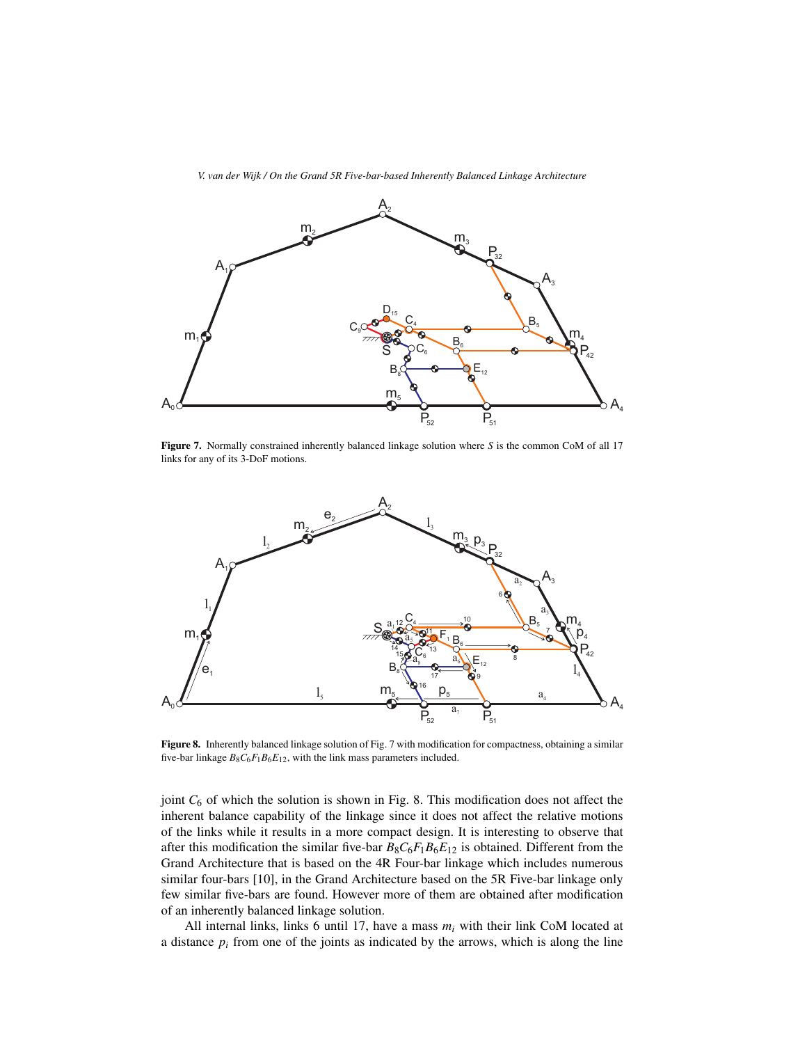Figure 7. Normally constrained inherently balanced linkage solution where $S$ is the common CoM of all 17 links for any of its 3-DoF motions.

Figure 8. Inherently balanced linkage solution of Fig. 7 with modification for compactness, obtaining a similar five-bar linkage $B_8C_6F_1B_6E_{12}$, with the link mass parameters included.

joint $C_6$ of which the solution is shown in Fig. 8. This modification does not affect the inherent balance capability of the linkage since it does not affect the relative motions of the links while it results in a more compact design. It is interesting to observe that after this modification the similar five-bar $B_8C_6F_1B_6E_{12}$ is obtained. Different from the Grand Architecture that is based on the 4R Four-bar linkage which includes numerous similar four-bars [10], in the Grand Architecture based on the 5R Five-bar linkage only few similar five-bars are found. However more of them are obtained after modification of an inherently balanced linkage solution.

All internal links, links 6 until 17, have a mass $m_i$ with their link CoM located at a distance $p_i$ from one of the joints as indicated by the arrows, which is along the line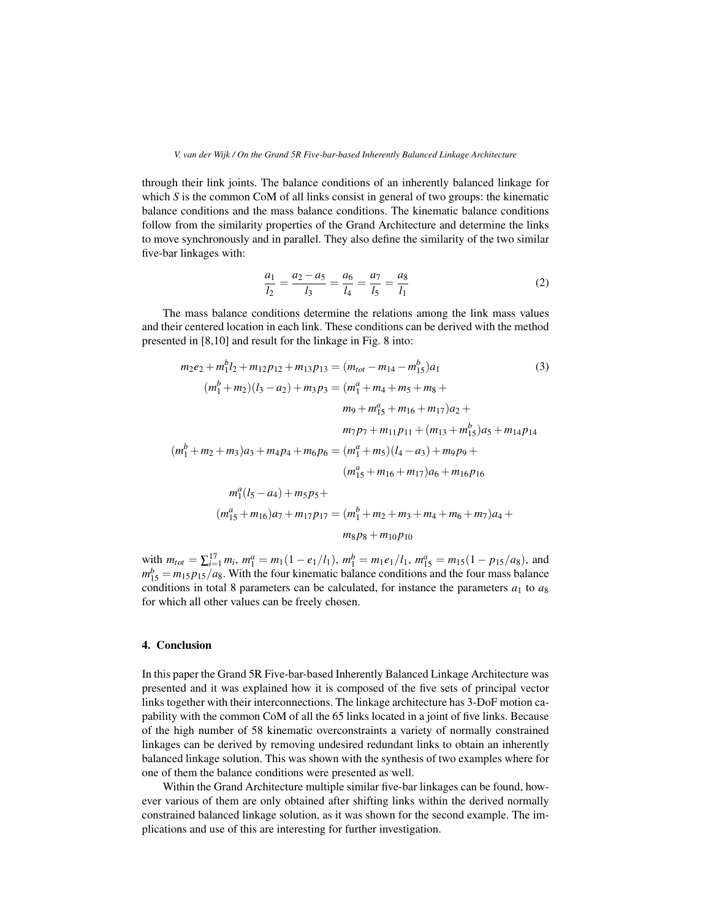through their link joints. The balance conditions of an inherently balanced linkage for which $S$ is the common CoM of all links consist in general of two groups: the kinematic balance conditions and the mass balance conditions. The kinematic balance conditions follow from the similarity properties of the Grand Architecture and determine the links to move synchronously and in parallel. They also define the similarity of the two similar five-bar linkages with:

$$\frac{a_1}{l_2} = \frac{a_2 - a_5}{l_3} = \frac{a_6}{l_4} = \frac{a_7}{l_5} = \frac{a_8}{l_1} \tag{2}$$

The mass balance conditions determine the relations among the link mass values and their centered location in each link. These conditions can be derived with the method presented in [8,10] and result for the linkage in Fig. 8 into:

$$\begin{aligned}
m_2 e_2 + m_1^b l_2 + m_{12} p_{12} + m_{13} p_{13} &= (m_{tot} - m_{14} - m_{15}^b) a_1 \\
(m_1^b + m_2)(l_3 - a_2) + m_3 p_3 &= (m_1^a + m_4 + m_5 + m_8 + \\
&\quad m_9 + m_{15}^a + m_{16} + m_{17}) a_2 + \\
&\quad m_7 p_7 + m_{11} p_{11} + (m_{13} + m_{15}^b) a_5 + m_{14} p_{14} \\
(m_1^b + m_2 + m_3) a_3 + m_4 p_4 + m_6 p_6 &= (m_1^a + m_5)(l_4 - a_3) + m_9 p_9 + \\
&\quad (m_{15}^a + m_{16} + m_{17}) a_6 + m_{16} p_{16} \\
m_1^a (l_5 - a_4) + m_5 p_5 + & \\
(m_{15}^a + m_{16}) a_7 + m_{17} p_{17} &= (m_1^b + m_2 + m_3 + m_4 + m_6 + m_7) a_4 + \\
&\quad m_8 p_8 + m_{10} p_{10}
\end{aligned} \tag{3}$$

with $m_{tot} = \sum_{i=1}^{17} m_i$, $m_1^a = m_1(1 - e_1/l_1)$, $m_1^b = m_1 e_1/l_1$, $m_{15}^a = m_{15}(1 - p_{15}/a_8)$, and $m_{15}^b = m_{15} p_{15}/a_8$. With the four kinematic balance conditions and the four mass balance conditions in total 8 parameters can be calculated, for instance the parameters $a_1$ to $a_8$ for which all other values can be freely chosen.

## 4. Conclusion

In this paper the Grand 5R Five-bar-based Inherently Balanced Linkage Architecture was presented and it was explained how it is composed of the five sets of principal vector links together with their interconnections. The linkage architecture has 3-DoF motion capability with the common CoM of all the 65 links located in a joint of five links. Because of the high number of 58 kinematic overconstraints a variety of normally constrained linkages can be derived by removing undesired redundant links to obtain an inherently balanced linkage solution. This was shown with the synthesis of two examples where for one of them the balance conditions were presented as well.

Within the Grand Architecture multiple similar five-bar linkages can be found, however various of them are only obtained after shifting links within the derived normally constrained balanced linkage solution, as it was shown for the second example. The implications and use of this are interesting for further investigation.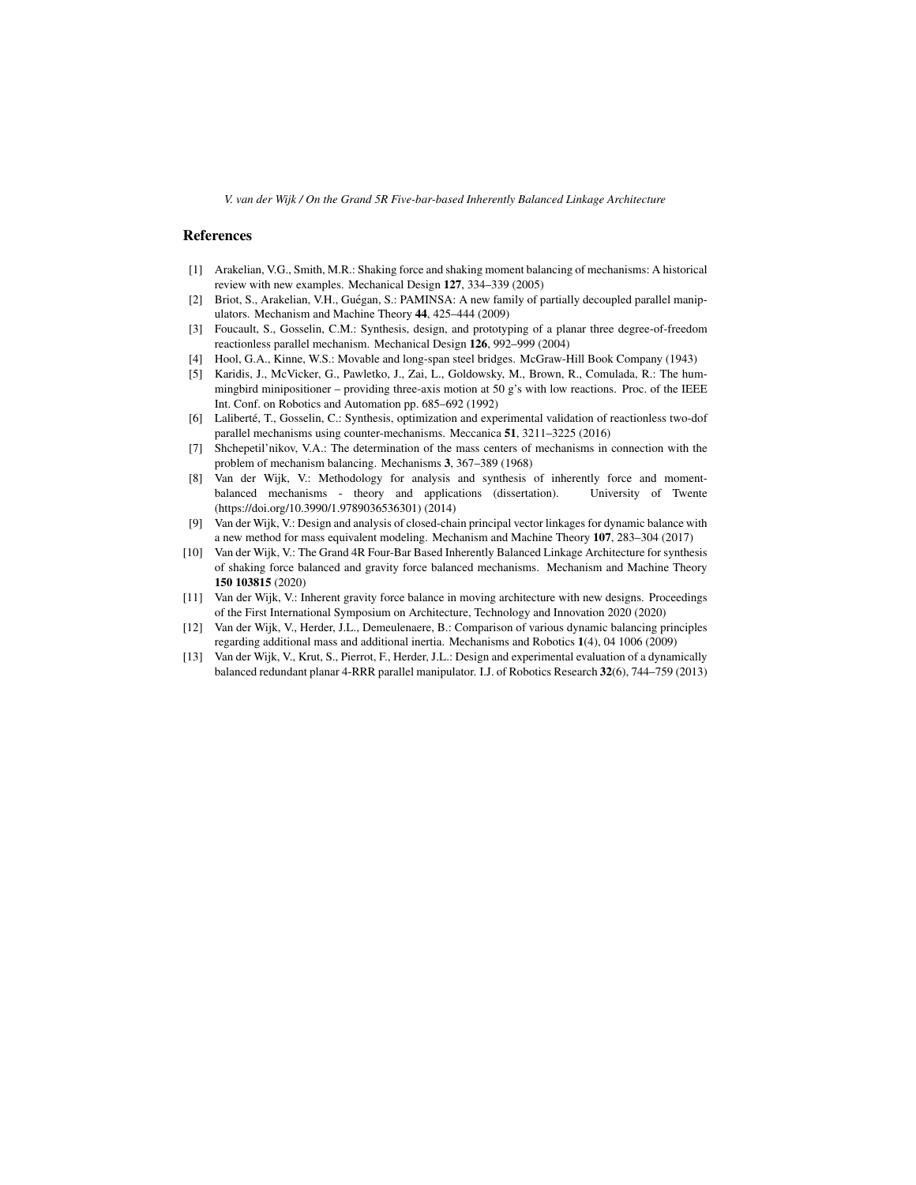## References

[1] Arakelian, V.G., Smith, M.R.: Shaking force and shaking moment balancing of mechanisms: A historical review with new examples. Mechanical Design **127**, 334–339 (2005)

[2] Briot, S., Arakelian, V.H., Guégan, S.: PAMINSA: A new family of partially decoupled parallel manipulators. Mechanism and Machine Theory **44**, 425–444 (2009)

[3] Foucault, S., Gosselin, C.M.: Synthesis, design, and prototyping of a planar three degree-of-freedom reactionless parallel mechanism. Mechanical Design **126**, 992–999 (2004)

[4] Hool, G.A., Kinne, W.S.: Movable and long-span steel bridges. McGraw-Hill Book Company (1943)

[5] Karidis, J., McVicker, G., Pawletko, J., Zai, L., Goldowsky, M., Brown, R., Comulada, R.: The hummingbird minipositioner – providing three-axis motion at 50 g's with low reactions. Proc. of the IEEE Int. Conf. on Robotics and Automation pp. 685–692 (1992)

[6] Laliberté, T., Gosselin, C.: Synthesis, optimization and experimental validation of reactionless two-dof parallel mechanisms using counter-mechanisms. Meccanica **51**, 3211–3225 (2016)

[7] Shchepetil'nikov, V.A.: The determination of the mass centers of mechanisms in connection with the problem of mechanism balancing. Mechanisms **3**, 367–389 (1968)

[8] Van der Wijk, V.: Methodology for analysis and synthesis of inherently force and moment-balanced mechanisms - theory and applications (dissertation). University of Twente (https://doi.org/10.3990/1.9789036536301) (2014)

[9] Van der Wijk, V.: Design and analysis of closed-chain principal vector linkages for dynamic balance with a new method for mass equivalent modeling. Mechanism and Machine Theory **107**, 283–304 (2017)

[10] Van der Wijk, V.: The Grand 4R Four-Bar Based Inherently Balanced Linkage Architecture for synthesis of shaking force balanced and gravity force balanced mechanisms. Mechanism and Machine Theory **150 103815** (2020)

[11] Van der Wijk, V.: Inherent gravity force balance in moving architecture with new designs. Proceedings of the First International Symposium on Architecture, Technology and Innovation 2020 (2020)

[12] Van der Wijk, V., Herder, J.L., Demeulenaere, B.: Comparison of various dynamic balancing principles regarding additional mass and additional inertia. Mechanisms and Robotics **1**(4), 04 1006 (2009)

[13] Van der Wijk, V., Krut, S., Pierrot, F., Herder, J.L.: Design and experimental evaluation of a dynamically balanced redundant planar 4-RRR parallel manipulator. I.J. of Robotics Research **32**(6), 744–759 (2013)